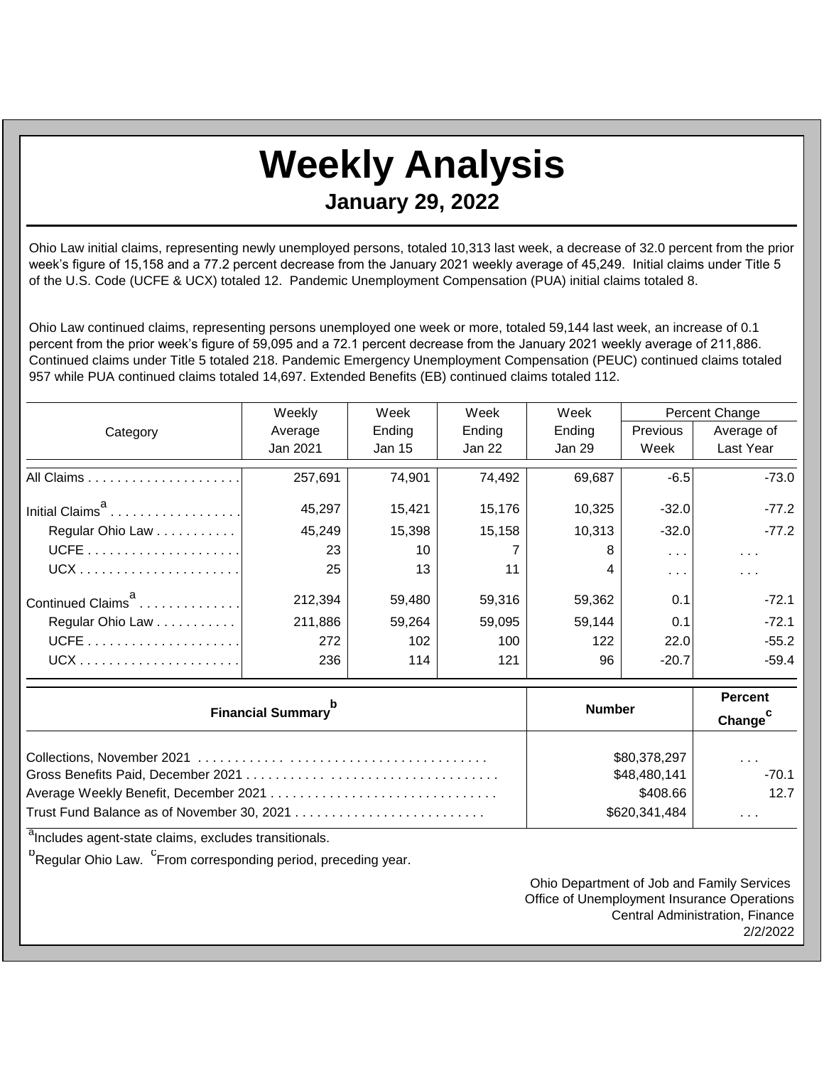# Weekly Analysis

## January 29, 2022

Ohio Law initial claims, representing newly unemployed persons, totaled 10,313 last week, a decrease of 32.0 percent from the prior week's figure of 15,158 and a 77.2 percent decrease from the January 2021 weekly average of 45,249. Initial claims under Title 5 of the U.S. Code (UCFE & UCX) totaled 12. Pandemic Unemployment Compensation (PUA) initial claims totaled 8.

Ohio Law continued claims, representing persons unemployed one week or more, totaled 59,144 last week, an increase of 0.1 percent from the prior week's figure of 59,095 and a 72.1 percent decrease from the January 2021 weekly average of 211,886. Continued claims under Title 5 totaled 218. Pandemic Emergency Unemployment Compensation (PEUC) continued claims totaled 957 while PUA continued claims totaled 14,697. Extended Benefits (EB) continued claims totaled 112.

| Category | Weekly Average Jan 2021 | Week Ending Jan 15 | Week Ending Jan 22 | Week Ending Jan 29 | Percent Change | |
|---|---|---|---|---|---|---|
| | | | | | Previous Week | Average of Last Year |
| All Claims | 257,691 | 74,901 | 74,492 | 69,687 | -6.5 | -73.0 |
| Initial Claims[a] | 45,297 | 15,421 | 15,176 | 10,325 | -32.0 | -77.2 |
| Regular Ohio Law | 45,249 | 15,398 | 15,158 | 10,313 | -32.0 | -77.2 |
| UCFE | 23 | 10 | 7 | 8 | . . . | . . . |
| UCX | 25 | 13 | 11 | 4 | . . . | . . . |
| Continued Claims[a] | 212,394 | 59,480 | 59,316 | 59,362 | 0.1 | -72.1 |
| Regular Ohio Law | 211,886 | 59,264 | 59,095 | 59,144 | 0.1 | -72.1 |
| UCFE | 272 | 102 | 100 | 122 | 22.0 | -55.2 |
| UCX | 236 | 114 | 121 | 96 | -20.7 | -59.4 |

| Financial Summary[b] | Number | Percent Change[c] |
|---|---|---|
| Collections, November 2021 | $80,378,297 | . . . |
| Gross Benefits Paid, December 2021 | $48,480,141 | -70.1 |
| Average Weekly Benefit, December 2021 | $408.66 | 12.7 |
| Trust Fund Balance as of November 30, 2021 | $620,341,484 | . . . |

[a] Includes agent-state claims, excludes transitionals.

[b] Regular Ohio Law. [c] From corresponding period, preceding year.

Ohio Department of Job and Family Services
Office of Unemployment Insurance Operations
Central Administration, Finance
2/2/2022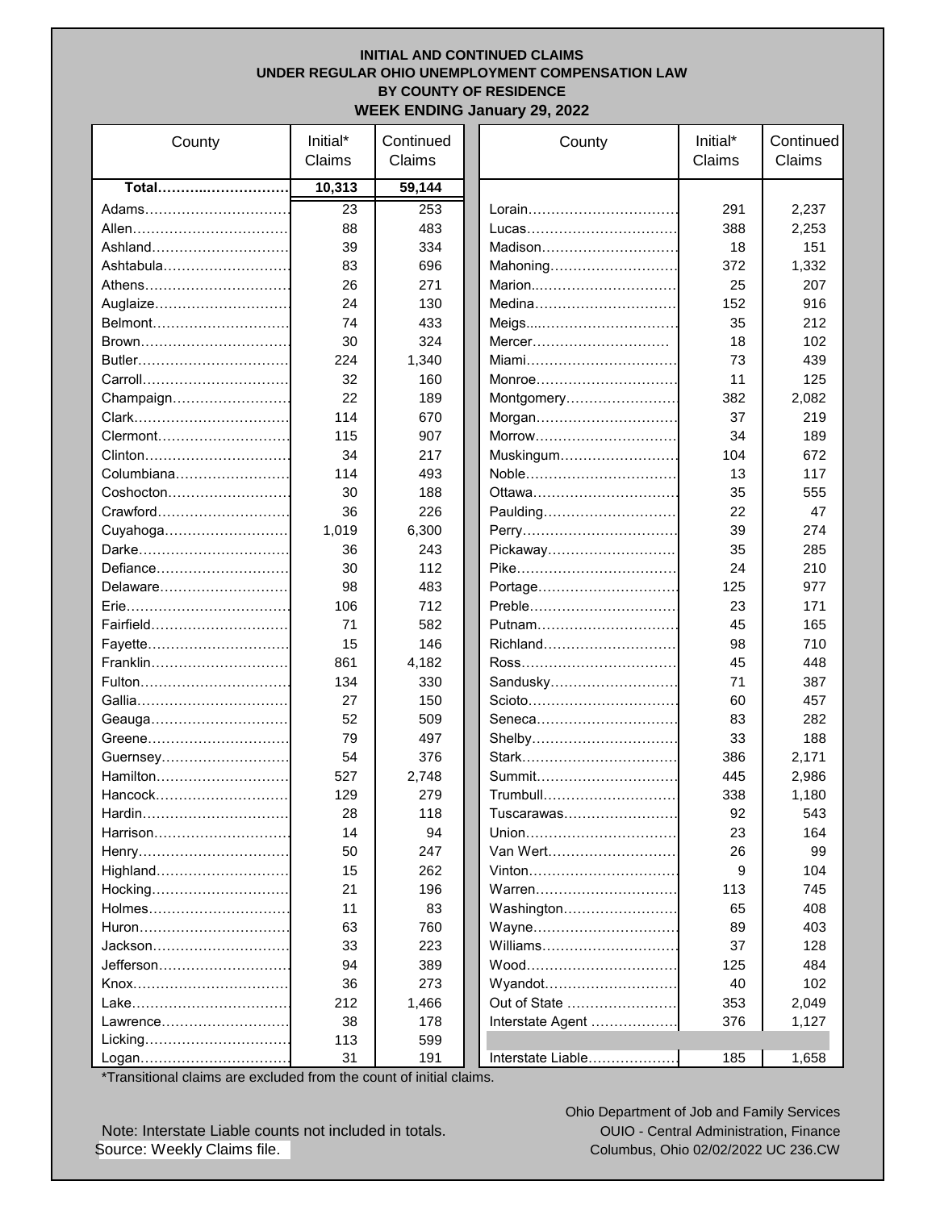**INITIAL AND CONTINUED CLAIMS**
**UNDER REGULAR OHIO UNEMPLOYMENT COMPENSATION LAW**
**BY COUNTY OF RESIDENCE**
**WEEK ENDING January 29, 2022**

| County | Initial* Claims | Continued Claims | County | Initial* Claims | Continued Claims |
|---|---|---|---|---|---|
| **Total** | **10,313** | **59,144** | | | |
| Adams | 23 | 253 | Lorain | 291 | 2,237 |
| Allen | 88 | 483 | Lucas | 388 | 2,253 |
| Ashland | 39 | 334 | Madison | 18 | 151 |
| Ashtabula | 83 | 696 | Mahoning | 372 | 1,332 |
| Athens | 26 | 271 | Marion | 25 | 207 |
| Auglaize | 24 | 130 | Medina | 152 | 916 |
| Belmont | 74 | 433 | Meigs | 35 | 212 |
| Brown | 30 | 324 | Mercer | 18 | 102 |
| Butler | 224 | 1,340 | Miami | 73 | 439 |
| Carroll | 32 | 160 | Monroe | 11 | 125 |
| Champaign | 22 | 189 | Montgomery | 382 | 2,082 |
| Clark | 114 | 670 | Morgan | 37 | 219 |
| Clermont | 115 | 907 | Morrow | 34 | 189 |
| Clinton | 34 | 217 | Muskingum | 104 | 672 |
| Columbiana | 114 | 493 | Noble | 13 | 117 |
| Coshocton | 30 | 188 | Ottawa | 35 | 555 |
| Crawford | 36 | 226 | Paulding | 22 | 47 |
| Cuyahoga | 1,019 | 6,300 | Perry | 39 | 274 |
| Darke | 36 | 243 | Pickaway | 35 | 285 |
| Defiance | 30 | 112 | Pike | 24 | 210 |
| Delaware | 98 | 483 | Portage | 125 | 977 |
| Erie | 106 | 712 | Preble | 23 | 171 |
| Fairfield | 71 | 582 | Putnam | 45 | 165 |
| Fayette | 15 | 146 | Richland | 98 | 710 |
| Franklin | 861 | 4,182 | Ross | 45 | 448 |
| Fulton | 134 | 330 | Sandusky | 71 | 387 |
| Gallia | 27 | 150 | Scioto | 60 | 457 |
| Geauga | 52 | 509 | Seneca | 83 | 282 |
| Greene | 79 | 497 | Shelby | 33 | 188 |
| Guernsey | 54 | 376 | Stark | 386 | 2,171 |
| Hamilton | 527 | 2,748 | Summit | 445 | 2,986 |
| Hancock | 129 | 279 | Trumbull | 338 | 1,180 |
| Hardin | 28 | 118 | Tuscarawas | 92 | 543 |
| Harrison | 14 | 94 | Union | 23 | 164 |
| Henry | 50 | 247 | Van Wert | 26 | 99 |
| Highland | 15 | 262 | Vinton | 9 | 104 |
| Hocking | 21 | 196 | Warren | 113 | 745 |
| Holmes | 11 | 83 | Washington | 65 | 408 |
| Huron | 63 | 760 | Wayne | 89 | 403 |
| Jackson | 33 | 223 | Williams | 37 | 128 |
| Jefferson | 94 | 389 | Wood | 125 | 484 |
| Knox | 36 | 273 | Wyandot | 40 | 102 |
| Lake | 212 | 1,466 | Out of State | 353 | 2,049 |
| Lawrence | 38 | 178 | Interstate Agent | 376 | 1,127 |
| Licking | 113 | 599 | | | |
| Logan | 31 | 191 | Interstate Liable | 185 | 1,658 |

*Transitional claims are excluded from the count of initial claims.

Note: Interstate Liable counts not included in totals.
Source: Weekly Claims file.

Ohio Department of Job and Family Services
OUIO - Central Administration, Finance
Columbus, Ohio 02/02/2022 UC 236.CW